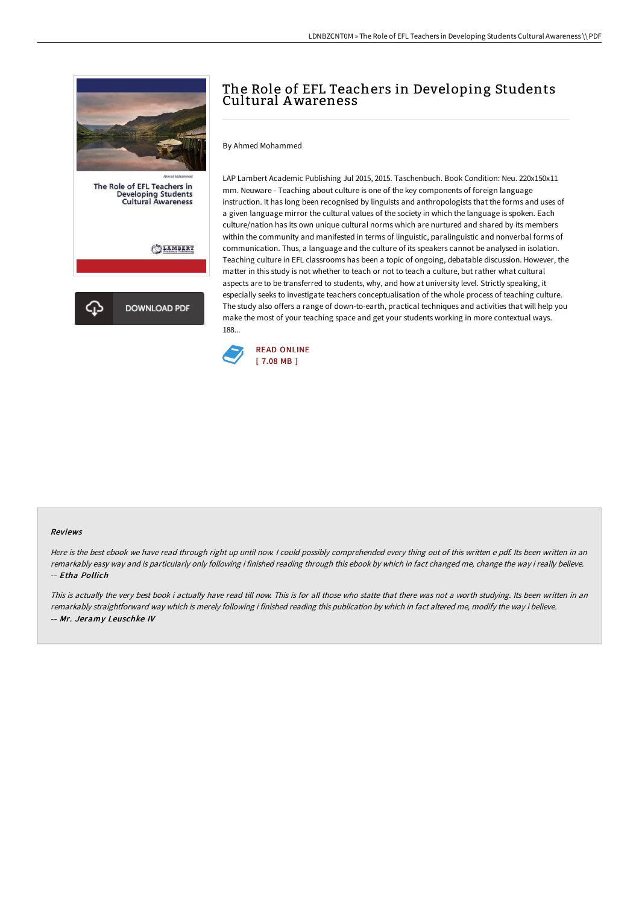# The Role of EFL Teachers in Developing Students Cultural Awareness

By Ahmed Mohammed

LAP Lambert Academic Publishing Jul 2015, 2015. Taschenbuch. Book Condition: Neu. 220x150x11 mm. Neuware - Teaching about culture is one of the key components of foreign language instruction. It has long been recognised by linguists and anthropologists that the forms and uses of a given language mirror the cultural values of the society in which the language is spoken. Each culture/nation has its own unique cultural norms which are nurtured and shared by its members within the community and manifested in terms of linguistic, paralinguistic and nonverbal forms of communication. Thus, a language and the culture of its speakers cannot be analysed in isolation. Teaching culture in EFL classrooms has been a topic of ongoing, debatable discussion. However, the matter in this study is not whether to teach or not to teach a culture, but rather what cultural aspects are to be transferred to students, why, and how at university level. Strictly speaking, it especially seeks to investigate teachers conceptualisation of the whole process of teaching culture. The study also offers a range of down-to-earth, practical techniques and activities that will help you make the most of your teaching space and get your students working in more contextual ways. 188...

READ ONLINE
[ 7.08 MB ]

DOWNLOAD PDF

#### Reviews

*Here is the best ebook we have read through right up until now. I could possibly comprehended every thing out of this written e pdf. Its been written in an remarkably easy way and is particularly only following i finished reading through this ebook by which in fact changed me, change the way i really believe.*
*-- **Etha Pollich***

*This is actually the very best book i actually have read till now. This is for all those who statte that there was not a worth studying. Its been written in an remarkably straightforward way which is merely following i finished reading this publication by which in fact altered me, modify the way i believe.*
*-- **Mr. Jeramy Leuschke IV***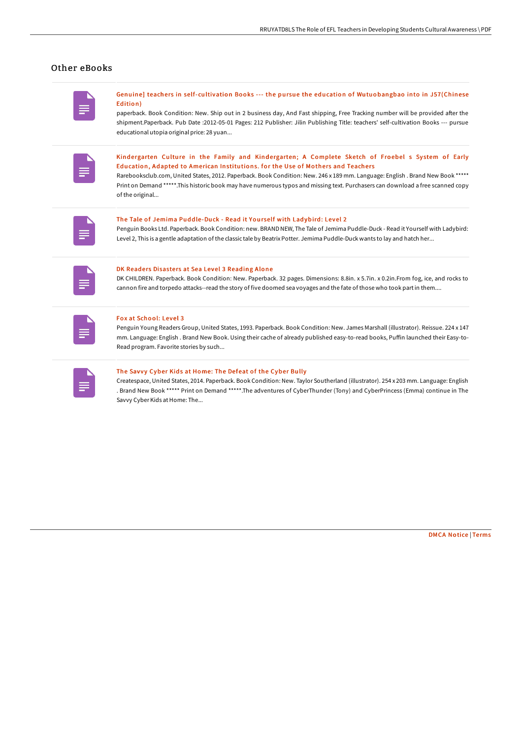## Other eBooks

### Genuine] teachers in self-cultivation Books --- the pursue the education of Wutuobangbao into in J57(Chinese Edition)

paperback. Book Condition: New. Ship out in 2 business day, And Fast shipping, Free Tracking number will be provided after the shipment.Paperback. Pub Date :2012-05-01 Pages: 212 Publisher: Jilin Publishing Title: teachers' self-cultivation Books --- pursue educational utopia original price: 28 yuan...

### Kindergarten Culture in the Family and Kindergarten; A Complete Sketch of Froebel s System of Early Education, Adapted to American Institutions. for the Use of Mothers and Teachers

Rarebooksclub.com, United States, 2012. Paperback. Book Condition: New. 246 x 189 mm. Language: English . Brand New Book ***** Print on Demand *****.This historic book may have numerous typos and missing text. Purchasers can download a free scanned copy of the original...

### The Tale of Jemima Puddle-Duck - Read it Yourself with Ladybird: Level 2

Penguin Books Ltd. Paperback. Book Condition: new. BRAND NEW, The Tale of Jemima Puddle-Duck - Read it Yourself with Ladybird: Level 2, This is a gentle adaptation of the classic tale by Beatrix Potter. Jemima Puddle-Duck wants to lay and hatch her...

### DK Readers Disasters at Sea Level 3 Reading Alone

DK CHILDREN. Paperback. Book Condition: New. Paperback. 32 pages. Dimensions: 8.8in. x 5.7in. x 0.2in.From fog, ice, and rocks to cannon fire and torpedo attacks--read the story of five doomed sea voyages and the fate of those who took part in them....

### Fox at School: Level 3

Penguin Young Readers Group, United States, 1993. Paperback. Book Condition: New. James Marshall (illustrator). Reissue. 224 x 147 mm. Language: English . Brand New Book. Using their cache of already published easy-to-read books, Puffin launched their Easy-to-Read program. Favorite stories by such...

### The Savvy Cyber Kids at Home: The Defeat of the Cyber Bully

Createspace, United States, 2014. Paperback. Book Condition: New. Taylor Southerland (illustrator). 254 x 203 mm. Language: English . Brand New Book ***** Print on Demand *****.The adventures of CyberThunder (Tony) and CyberPrincess (Emma) continue in The Savvy Cyber Kids at Home: The...

DMCA Notice | Terms